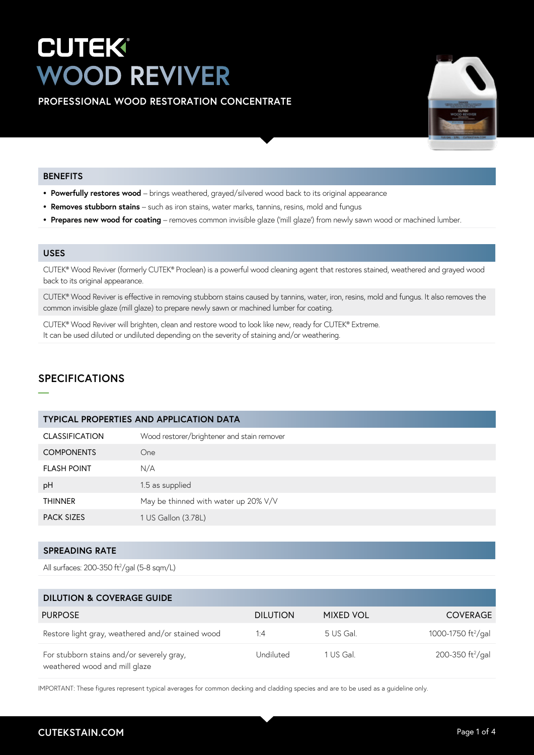# CUTEK® WOOD REVIVER

**PROFESSIONAL WOOD RESTORATION CONCENTRATE**

## BENEFITS

- **Powerfully restores wood** – brings weathered, grayed/silvered wood back to its original appearance
- **Removes stubborn stains** – such as iron stains, water marks, tannins, resins, mold and fungus
- **Prepares new wood for coating** – removes common invisible glaze ('mill glaze') from newly sawn wood or machined lumber.

## USES

CUTEK® Wood Reviver (formerly CUTEK® Proclean) is a powerful wood cleaning agent that restores stained, weathered and grayed wood back to its original appearance.

CUTEK® Wood Reviver is effective in removing stubborn stains caused by tannins, water, iron, resins, mold and fungus. It also removes the common invisible glaze (mill glaze) to prepare newly sawn or machined lumber for coating.

CUTEK® Wood Reviver will brighten, clean and restore wood to look like new, ready for CUTEK® Extreme.
It can be used diluted or undiluted depending on the severity of staining and/or weathering.

## SPECIFICATIONS

### TYPICAL PROPERTIES AND APPLICATION DATA

| | |
|---|---|
| CLASSIFICATION | Wood restorer/brightener and stain remover |
| COMPONENTS | One |
| FLASH POINT | N/A |
| pH | 1.5 as supplied |
| THINNER | May be thinned with water up 20% V/V |
| PACK SIZES | 1 US Gallon (3.78L) |

### SPREADING RATE

All surfaces: 200-350 ft²/gal (5-8 sqm/L)

### DILUTION & COVERAGE GUIDE

| PURPOSE | DILUTION | MIXED VOL | COVERAGE |
|---|---|---|---|
| Restore light gray, weathered and/or stained wood | 1:4 | 5 US Gal. | 1000-1750 ft²/gal |
| For stubborn stains and/or severely gray, weathered wood and mill glaze | Undiluted | 1 US Gal. | 200-350 ft²/gal |

IMPORTANT: These figures represent typical averages for common decking and cladding species and are to be used as a guideline only.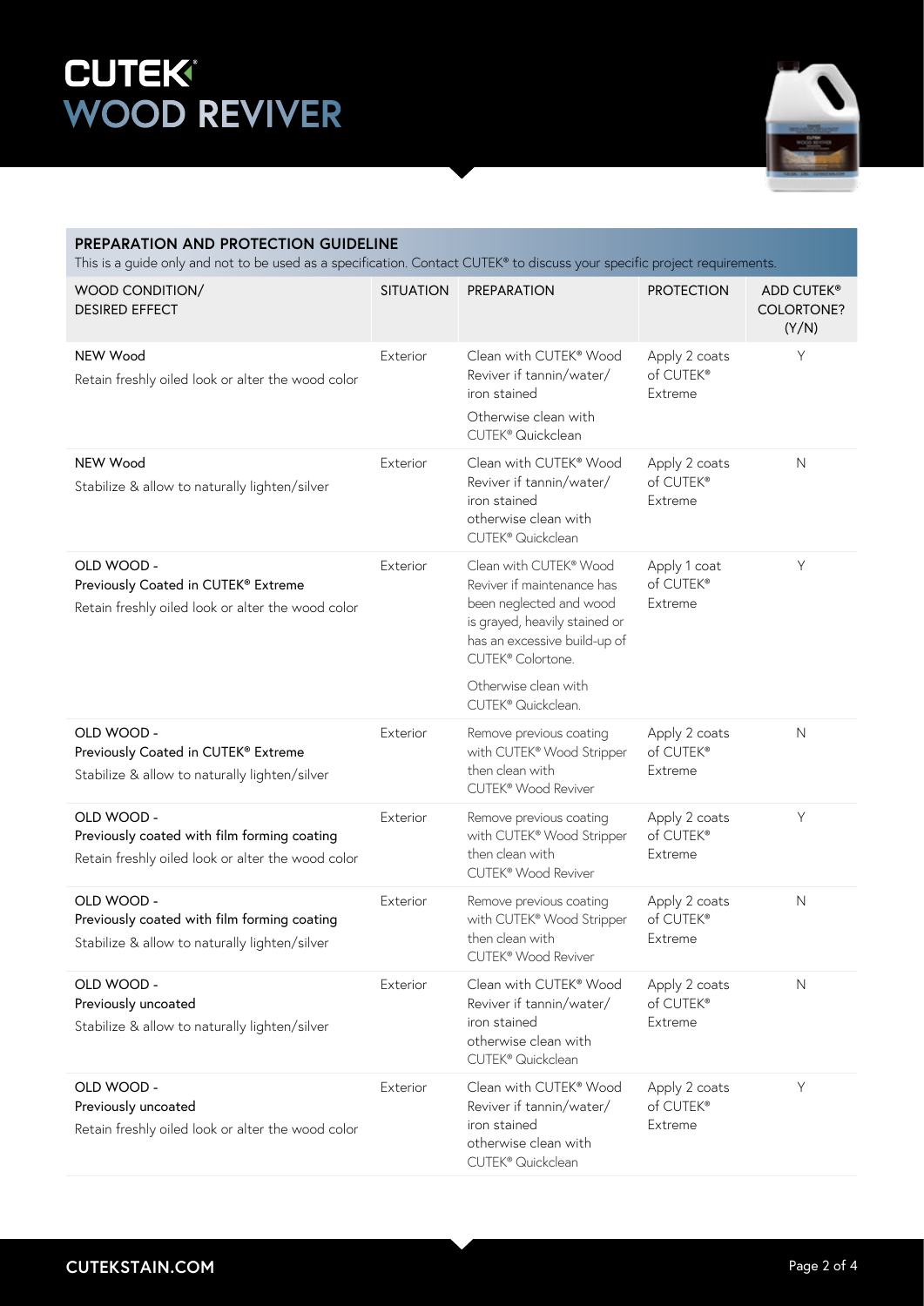# CUTEK® WOOD REVIVER

## PREPARATION AND PROTECTION GUIDELINE

This is a guide only and not to be used as a specification. Contact CUTEK® to discuss your specific project requirements.

| WOOD CONDITION/ DESIRED EFFECT | SITUATION | PREPARATION | PROTECTION | ADD CUTEK® COLORTONE? (Y/N) |
|---|---|---|---|---|
| NEW Wood<br>Retain freshly oiled look or alter the wood color | Exterior | Clean with CUTEK® Wood Reviver if tannin/water/ iron stained<br>Otherwise clean with CUTEK® Quickclean | Apply 2 coats of CUTEK® Extreme | Y |
| NEW Wood<br>Stabilize & allow to naturally lighten/silver | Exterior | Clean with CUTEK® Wood Reviver if tannin/water/ iron stained otherwise clean with CUTEK® Quickclean | Apply 2 coats of CUTEK® Extreme | N |
| OLD WOOD - Previously Coated in CUTEK® Extreme<br>Retain freshly oiled look or alter the wood color | Exterior | Clean with CUTEK® Wood Reviver if maintenance has been neglected and wood is grayed, heavily stained or has an excessive build-up of CUTEK® Colortone.<br>Otherwise clean with CUTEK® Quickclean. | Apply 1 coat of CUTEK® Extreme | Y |
| OLD WOOD - Previously Coated in CUTEK® Extreme<br>Stabilize & allow to naturally lighten/silver | Exterior | Remove previous coating with CUTEK® Wood Stripper then clean with CUTEK® Wood Reviver | Apply 2 coats of CUTEK® Extreme | N |
| OLD WOOD - Previously coated with film forming coating<br>Retain freshly oiled look or alter the wood color | Exterior | Remove previous coating with CUTEK® Wood Stripper then clean with CUTEK® Wood Reviver | Apply 2 coats of CUTEK® Extreme | Y |
| OLD WOOD - Previously coated with film forming coating<br>Stabilize & allow to naturally lighten/silver | Exterior | Remove previous coating with CUTEK® Wood Stripper then clean with CUTEK® Wood Reviver | Apply 2 coats of CUTEK® Extreme | N |
| OLD WOOD - Previously uncoated<br>Stabilize & allow to naturally lighten/silver | Exterior | Clean with CUTEK® Wood Reviver if tannin/water/ iron stained otherwise clean with CUTEK® Quickclean | Apply 2 coats of CUTEK® Extreme | N |
| OLD WOOD - Previously uncoated<br>Retain freshly oiled look or alter the wood color | Exterior | Clean with CUTEK® Wood Reviver if tannin/water/ iron stained otherwise clean with CUTEK® Quickclean | Apply 2 coats of CUTEK® Extreme | Y |

CUTEKSTAIN.COM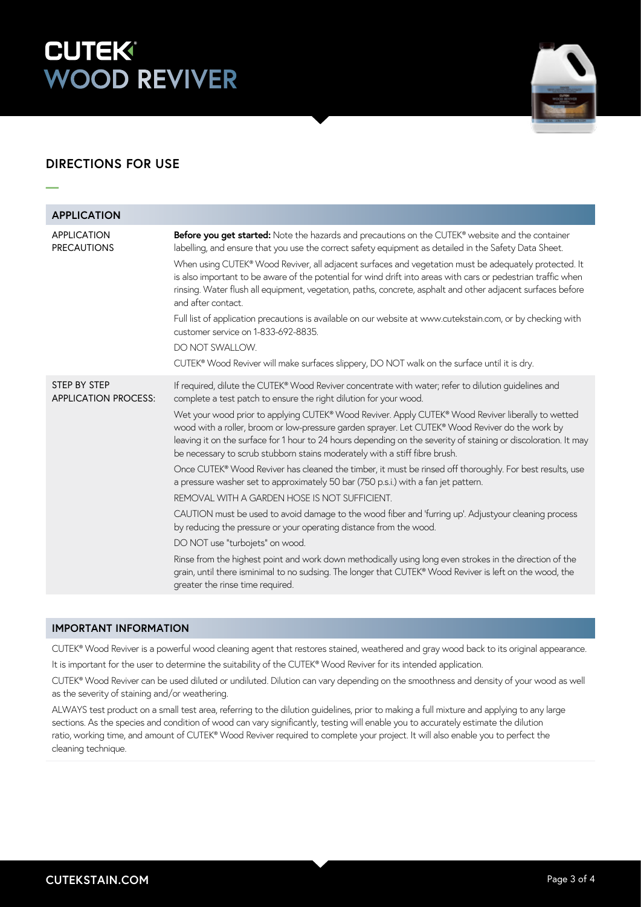# CUTEK® WOOD REVIVER

## DIRECTIONS FOR USE

| APPLICATION | |
|---|---|
| APPLICATION PRECAUTIONS | **Before you get started:** Note the hazards and precautions on the CUTEK® website and the container labelling, and ensure that you use the correct safety equipment as detailed in the Safety Data Sheet.<br><br>When using CUTEK® Wood Reviver, all adjacent surfaces and vegetation must be adequately protected. It is also important to be aware of the potential for wind drift into areas with cars or pedestrian traffic when rinsing. Water flush all equipment, vegetation, paths, concrete, asphalt and other adjacent surfaces before and after contact.<br><br>Full list of application precautions is available on our website at www.cutekstain.com, or by checking with customer service on 1-833-692-8835.<br><br>DO NOT SWALLOW.<br><br>CUTEK® Wood Reviver will make surfaces slippery, DO NOT walk on the surface until it is dry. |
| STEP BY STEP APPLICATION PROCESS: | If required, dilute the CUTEK® Wood Reviver concentrate with water; refer to dilution guidelines and complete a test patch to ensure the right dilution for your wood.<br><br>Wet your wood prior to applying CUTEK® Wood Reviver. Apply CUTEK® Wood Reviver liberally to wetted wood with a roller, broom or low-pressure garden sprayer. Let CUTEK® Wood Reviver do the work by leaving it on the surface for 1 hour to 24 hours depending on the severity of staining or discoloration. It may be necessary to scrub stubborn stains moderately with a stiff fibre brush.<br><br>Once CUTEK® Wood Reviver has cleaned the timber, it must be rinsed off thoroughly. For best results, use a pressure washer set to approximately 50 bar (750 p.s.i.) with a fan jet pattern.<br><br>REMOVAL WITH A GARDEN HOSE IS NOT SUFFICIENT.<br><br>CAUTION must be used to avoid damage to the wood fiber and 'furring up'. Adjustyour cleaning process by reducing the pressure or your operating distance from the wood.<br><br>DO NOT use "turbojets" on wood.<br><br>Rinse from the highest point and work down methodically using long even strokes in the direction of the grain, until there isminimal to no sudsing. The longer that CUTEK® Wood Reviver is left on the wood, the greater the rinse time required. |

### IMPORTANT INFORMATION

CUTEK® Wood Reviver is a powerful wood cleaning agent that restores stained, weathered and gray wood back to its original appearance.

It is important for the user to determine the suitability of the CUTEK® Wood Reviver for its intended application.

CUTEK® Wood Reviver can be used diluted or undiluted. Dilution can vary depending on the smoothness and density of your wood as well as the severity of staining and/or weathering.

ALWAYS test product on a small test area, referring to the dilution guidelines, prior to making a full mixture and applying to any large sections. As the species and condition of wood can vary significantly, testing will enable you to accurately estimate the dilution ratio, working time, and amount of CUTEK® Wood Reviver required to complete your project. It will also enable you to perfect the cleaning technique.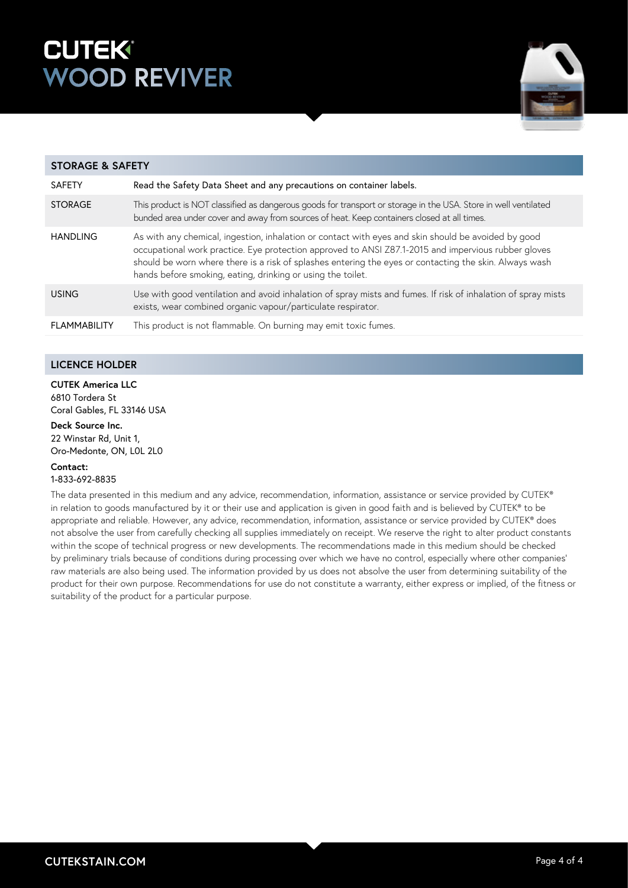# CUTEK WOOD REVIVER

## STORAGE & SAFETY

| | |
|---|---|
| SAFETY | Read the Safety Data Sheet and any precautions on container labels. |
| STORAGE | This product is NOT classified as dangerous goods for transport or storage in the USA. Store in well ventilated bunded area under cover and away from sources of heat. Keep containers closed at all times. |
| HANDLING | As with any chemical, ingestion, inhalation or contact with eyes and skin should be avoided by good occupational work practice. Eye protection approved to ANSI Z87.1-2015 and impervious rubber gloves should be worn where there is a risk of splashes entering the eyes or contacting the skin. Always wash hands before smoking, eating, drinking or using the toilet. |
| USING | Use with good ventilation and avoid inhalation of spray mists and fumes. If risk of inhalation of spray mists exists, wear combined organic vapour/particulate respirator. |
| FLAMMABILITY | This product is not flammable. On burning may emit toxic fumes. |

## LICENCE HOLDER

**CUTEK America LLC**
6810 Tordera St
Coral Gables, FL 33146 USA

**Deck Source Inc.**
22 Winstar Rd, Unit 1,
Oro-Medonte, ON, L0L 2L0

**Contact:**
1-833-692-8835

The data presented in this medium and any advice, recommendation, information, assistance or service provided by CUTEK® in relation to goods manufactured by it or their use and application is given in good faith and is believed by CUTEK® to be appropriate and reliable. However, any advice, recommendation, information, assistance or service provided by CUTEK® does not absolve the user from carefully checking all supplies immediately on receipt. We reserve the right to alter product constants within the scope of technical progress or new developments. The recommendations made in this medium should be checked by preliminary trials because of conditions during processing over which we have no control, especially where other companies' raw materials are also being used. The information provided by us does not absolve the user from determining suitability of the product for their own purpose. Recommendations for use do not constitute a warranty, either express or implied, of the fitness or suitability of the product for a particular purpose.

CUTEKSTAIN.COM